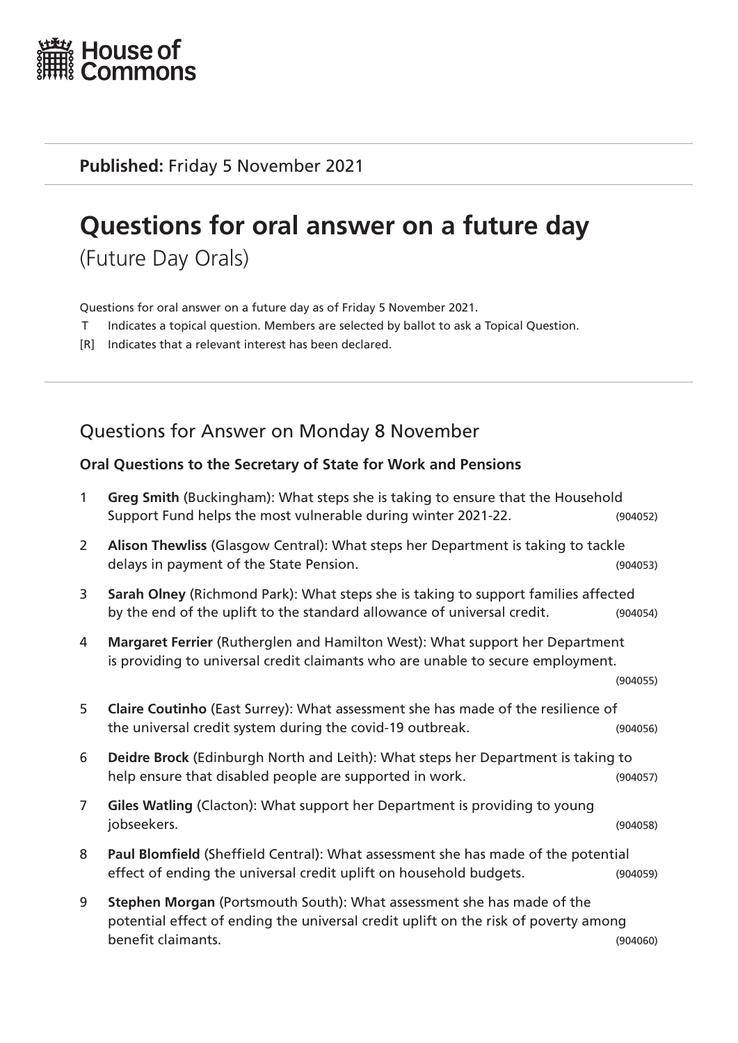House of Commons

**Published:** Friday 5 November 2021

# Questions for oral answer on a future day

(Future Day Orals)

Questions for oral answer on a future day as of Friday 5 November 2021.

T Indicates a topical question. Members are selected by ballot to ask a Topical Question.

[R] Indicates that a relevant interest has been declared.

## Questions for Answer on Monday 8 November

### Oral Questions to the Secretary of State for Work and Pensions

1 **Greg Smith** (Buckingham): What steps she is taking to ensure that the Household Support Fund helps the most vulnerable during winter 2021-22. (904052)

2 **Alison Thewliss** (Glasgow Central): What steps her Department is taking to tackle delays in payment of the State Pension. (904053)

3 **Sarah Olney** (Richmond Park): What steps she is taking to support families affected by the end of the uplift to the standard allowance of universal credit. (904054)

4 **Margaret Ferrier** (Rutherglen and Hamilton West): What support her Department is providing to universal credit claimants who are unable to secure employment. (904055)

5 **Claire Coutinho** (East Surrey): What assessment she has made of the resilience of the universal credit system during the covid-19 outbreak. (904056)

6 **Deidre Brock** (Edinburgh North and Leith): What steps her Department is taking to help ensure that disabled people are supported in work. (904057)

7 **Giles Watling** (Clacton): What support her Department is providing to young jobseekers. (904058)

8 **Paul Blomfield** (Sheffield Central): What assessment she has made of the potential effect of ending the universal credit uplift on household budgets. (904059)

9 **Stephen Morgan** (Portsmouth South): What assessment she has made of the potential effect of ending the universal credit uplift on the risk of poverty among benefit claimants. (904060)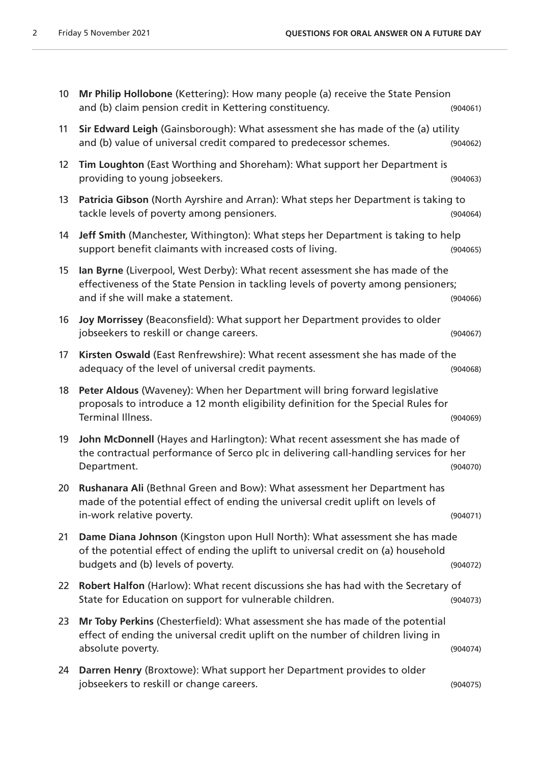10 **Mr Philip Hollobone** (Kettering): How many people (a) receive the State Pension and (b) claim pension credit in Kettering constituency. (904061)

11 **Sir Edward Leigh** (Gainsborough): What assessment she has made of the (a) utility and (b) value of universal credit compared to predecessor schemes. (904062)

12 **Tim Loughton** (East Worthing and Shoreham): What support her Department is providing to young jobseekers. (904063)

13 **Patricia Gibson** (North Ayrshire and Arran): What steps her Department is taking to tackle levels of poverty among pensioners. (904064)

14 **Jeff Smith** (Manchester, Withington): What steps her Department is taking to help support benefit claimants with increased costs of living. (904065)

15 **Ian Byrne** (Liverpool, West Derby): What recent assessment she has made of the effectiveness of the State Pension in tackling levels of poverty among pensioners; and if she will make a statement. (904066)

16 **Joy Morrissey** (Beaconsfield): What support her Department provides to older jobseekers to reskill or change careers. (904067)

17 **Kirsten Oswald** (East Renfrewshire): What recent assessment she has made of the adequacy of the level of universal credit payments. (904068)

18 **Peter Aldous** (Waveney): When her Department will bring forward legislative proposals to introduce a 12 month eligibility definition for the Special Rules for Terminal Illness. (904069)

19 **John McDonnell** (Hayes and Harlington): What recent assessment she has made of the contractual performance of Serco plc in delivering call-handling services for her Department. (904070)

20 **Rushanara Ali** (Bethnal Green and Bow): What assessment her Department has made of the potential effect of ending the universal credit uplift on levels of in-work relative poverty. (904071)

21 **Dame Diana Johnson** (Kingston upon Hull North): What assessment she has made of the potential effect of ending the uplift to universal credit on (a) household budgets and (b) levels of poverty. (904072)

22 **Robert Halfon** (Harlow): What recent discussions she has had with the Secretary of State for Education on support for vulnerable children. (904073)

23 **Mr Toby Perkins** (Chesterfield): What assessment she has made of the potential effect of ending the universal credit uplift on the number of children living in absolute poverty. (904074)

24 **Darren Henry** (Broxtowe): What support her Department provides to older jobseekers to reskill or change careers. (904075)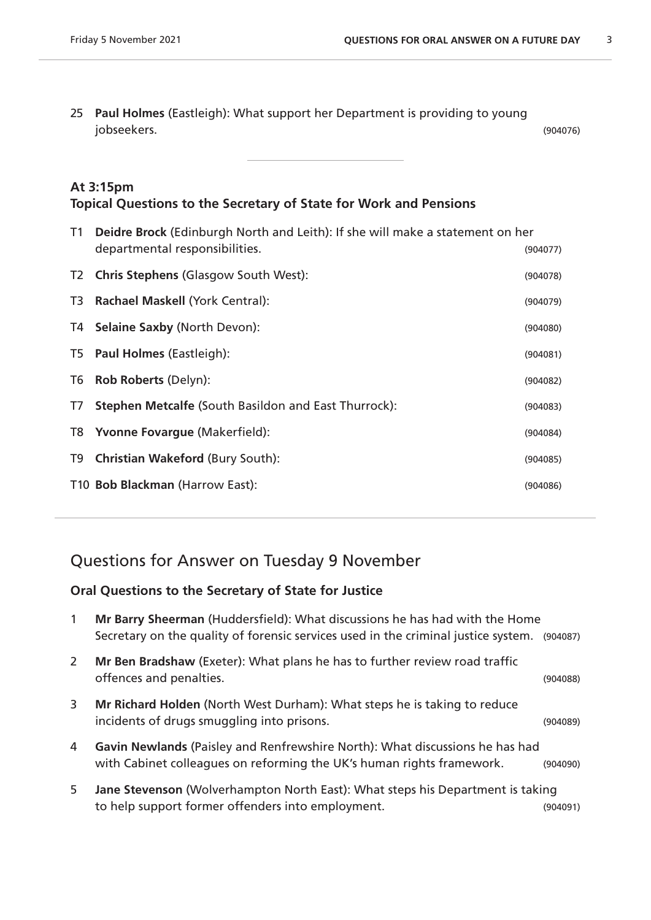25 **Paul Holmes** (Eastleigh): What support her Department is providing to young jobseekers. (904076)

---

### At 3:15pm
### Topical Questions to the Secretary of State for Work and Pensions

T1 **Deidre Brock** (Edinburgh North and Leith): If she will make a statement on her departmental responsibilities. (904077)

T2 **Chris Stephens** (Glasgow South West): (904078)

T3 **Rachael Maskell** (York Central): (904079)

T4 **Selaine Saxby** (North Devon): (904080)

T5 **Paul Holmes** (Eastleigh): (904081)

T6 **Rob Roberts** (Delyn): (904082)

T7 **Stephen Metcalfe** (South Basildon and East Thurrock): (904083)

T8 **Yvonne Fovargue** (Makerfield): (904084)

T9 **Christian Wakeford** (Bury South): (904085)

T10 **Bob Blackman** (Harrow East): (904086)

---

## Questions for Answer on Tuesday 9 November

### Oral Questions to the Secretary of State for Justice

1 **Mr Barry Sheerman** (Huddersfield): What discussions he has had with the Home Secretary on the quality of forensic services used in the criminal justice system. (904087)

2 **Mr Ben Bradshaw** (Exeter): What plans he has to further review road traffic offences and penalties. (904088)

3 **Mr Richard Holden** (North West Durham): What steps he is taking to reduce incidents of drugs smuggling into prisons. (904089)

4 **Gavin Newlands** (Paisley and Renfrewshire North): What discussions he has had with Cabinet colleagues on reforming the UK's human rights framework. (904090)

5 **Jane Stevenson** (Wolverhampton North East): What steps his Department is taking to help support former offenders into employment. (904091)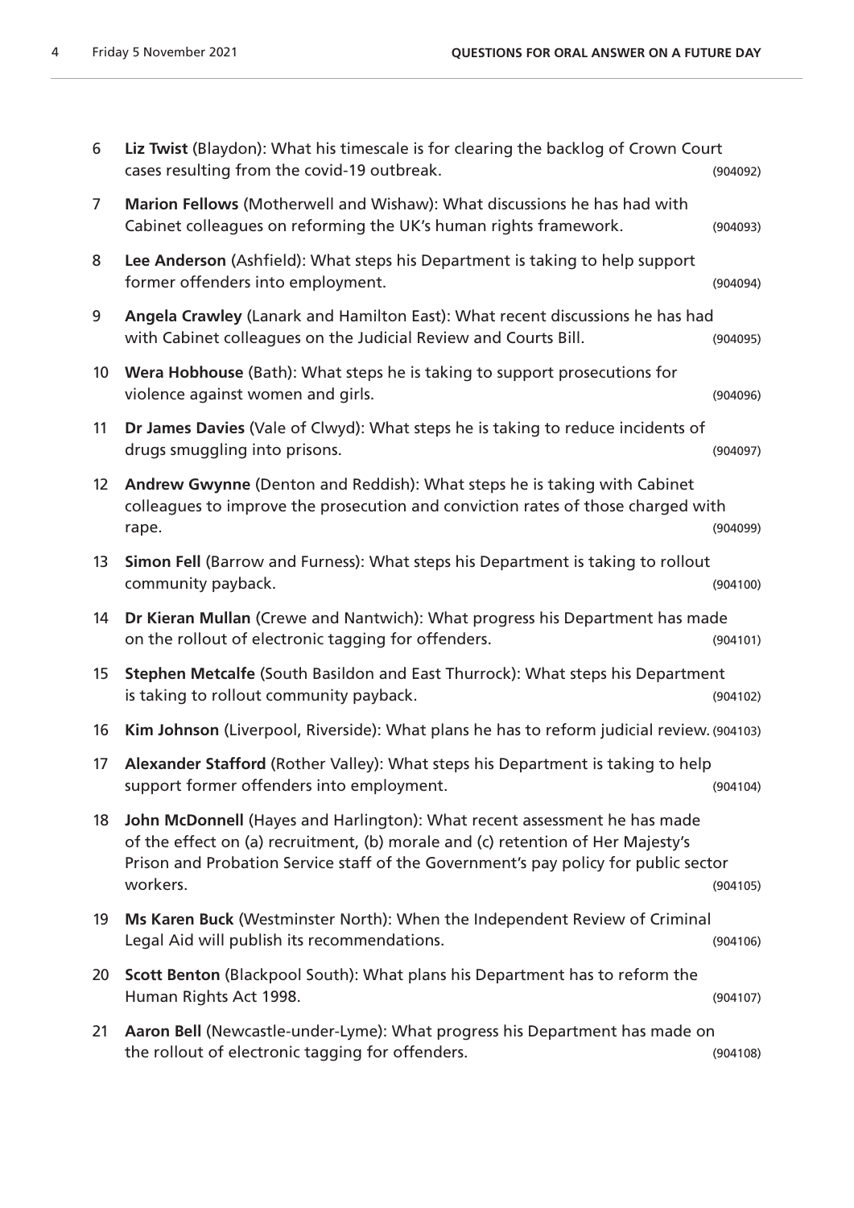6 **Liz Twist** (Blaydon): What his timescale is for clearing the backlog of Crown Court cases resulting from the covid-19 outbreak. (904092)

7 **Marion Fellows** (Motherwell and Wishaw): What discussions he has had with Cabinet colleagues on reforming the UK's human rights framework. (904093)

8 **Lee Anderson** (Ashfield): What steps his Department is taking to help support former offenders into employment. (904094)

9 **Angela Crawley** (Lanark and Hamilton East): What recent discussions he has had with Cabinet colleagues on the Judicial Review and Courts Bill. (904095)

10 **Wera Hobhouse** (Bath): What steps he is taking to support prosecutions for violence against women and girls. (904096)

11 **Dr James Davies** (Vale of Clwyd): What steps he is taking to reduce incidents of drugs smuggling into prisons. (904097)

12 **Andrew Gwynne** (Denton and Reddish): What steps he is taking with Cabinet colleagues to improve the prosecution and conviction rates of those charged with rape. (904099)

13 **Simon Fell** (Barrow and Furness): What steps his Department is taking to rollout community payback. (904100)

14 **Dr Kieran Mullan** (Crewe and Nantwich): What progress his Department has made on the rollout of electronic tagging for offenders. (904101)

15 **Stephen Metcalfe** (South Basildon and East Thurrock): What steps his Department is taking to rollout community payback. (904102)

16 **Kim Johnson** (Liverpool, Riverside): What plans he has to reform judicial review. (904103)

17 **Alexander Stafford** (Rother Valley): What steps his Department is taking to help support former offenders into employment. (904104)

18 **John McDonnell** (Hayes and Harlington): What recent assessment he has made of the effect on (a) recruitment, (b) morale and (c) retention of Her Majesty's Prison and Probation Service staff of the Government's pay policy for public sector workers. (904105)

19 **Ms Karen Buck** (Westminster North): When the Independent Review of Criminal Legal Aid will publish its recommendations. (904106)

20 **Scott Benton** (Blackpool South): What plans his Department has to reform the Human Rights Act 1998. (904107)

21 **Aaron Bell** (Newcastle-under-Lyme): What progress his Department has made on the rollout of electronic tagging for offenders. (904108)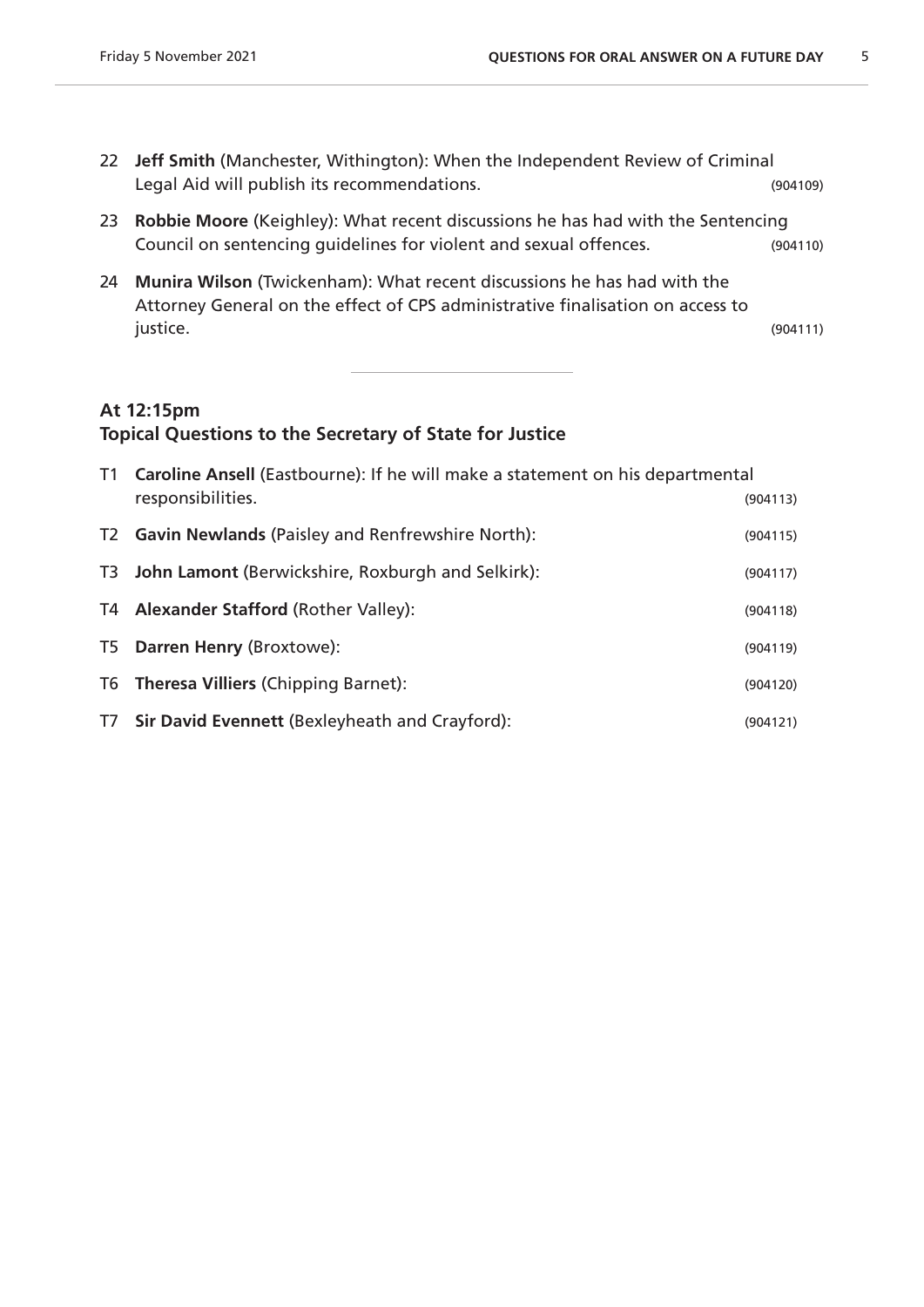22 **Jeff Smith** (Manchester, Withington): When the Independent Review of Criminal Legal Aid will publish its recommendations. (904109)

23 **Robbie Moore** (Keighley): What recent discussions he has had with the Sentencing Council on sentencing guidelines for violent and sexual offences. (904110)

24 **Munira Wilson** (Twickenham): What recent discussions he has had with the Attorney General on the effect of CPS administrative finalisation on access to justice. (904111)

---

## At 12:15pm
## Topical Questions to the Secretary of State for Justice

T1 **Caroline Ansell** (Eastbourne): If he will make a statement on his departmental responsibilities. (904113)

T2 **Gavin Newlands** (Paisley and Renfrewshire North): (904115)

T3 **John Lamont** (Berwickshire, Roxburgh and Selkirk): (904117)

T4 **Alexander Stafford** (Rother Valley): (904118)

T5 **Darren Henry** (Broxtowe): (904119)

T6 **Theresa Villiers** (Chipping Barnet): (904120)

T7 **Sir David Evennett** (Bexleyheath and Crayford): (904121)